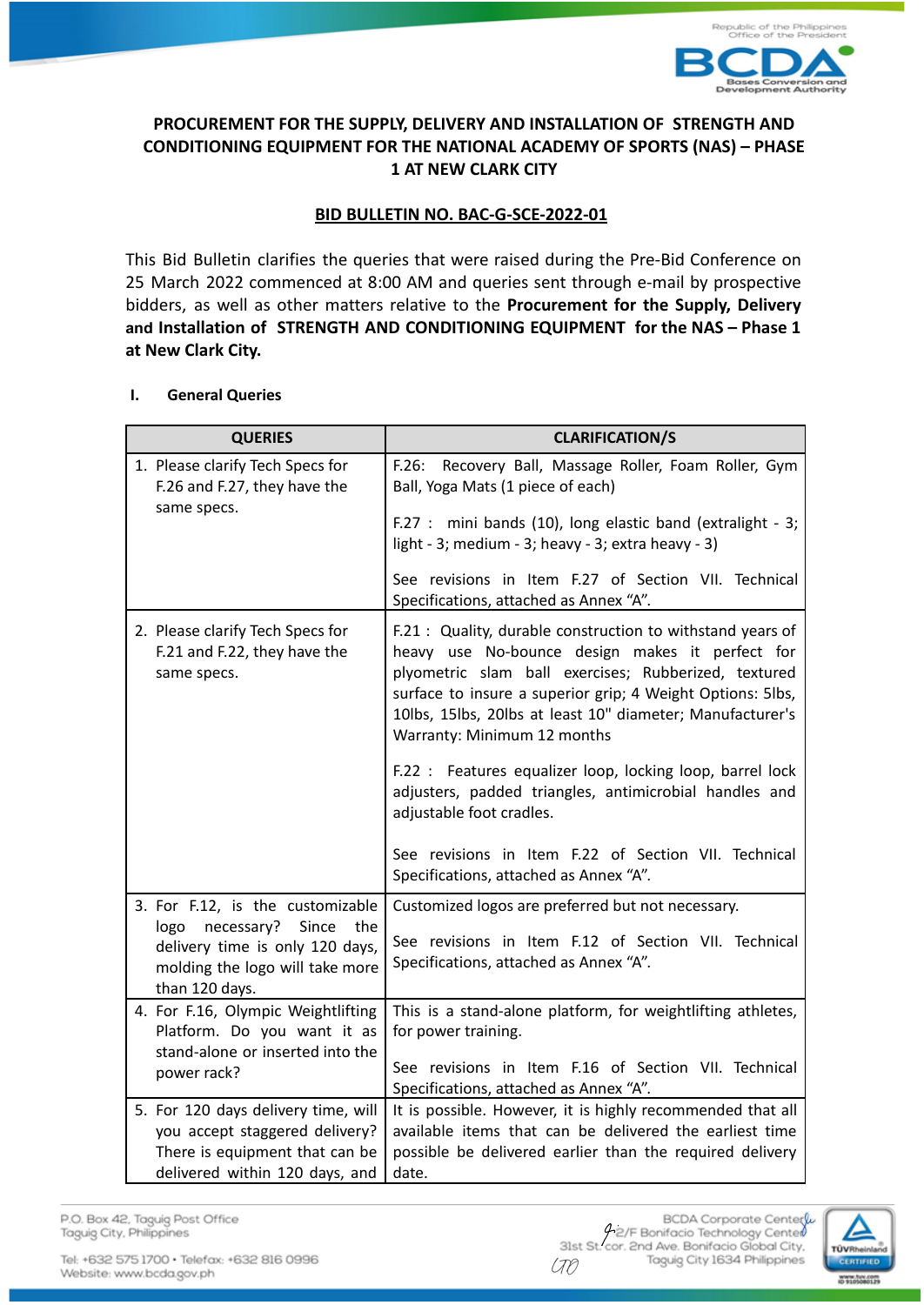# PROCUREMENT FOR THE SUPPLY, DELIVERY AND INSTALLATION OF STRENGTH AND CONDITIONING EQUIPMENT FOR THE NATIONAL ACADEMY OF SPORTS (NAS) – PHASE 1 AT NEW CLARK CITY

## BID BULLETIN NO. BAC-G-SCE-2022-01

This Bid Bulletin clarifies the queries that were raised during the Pre-Bid Conference on 25 March 2022 commenced at 8:00 AM and queries sent through e-mail by prospective bidders, as well as other matters relative to the **Procurement for the Supply, Delivery and Installation of STRENGTH AND CONDITIONING EQUIPMENT for the NAS – Phase 1 at New Clark City.**

### I. General Queries

| QUERIES | CLARIFICATION/S |
|---|---|
| 1. Please clarify Tech Specs for F.26 and F.27, they have the same specs. | F.26: Recovery Ball, Massage Roller, Foam Roller, Gym Ball, Yoga Mats (1 piece of each)<br><br>F.27 : mini bands (10), long elastic band (extralight - 3; light - 3; medium - 3; heavy - 3; extra heavy - 3)<br><br>See revisions in Item F.27 of Section VII. Technical Specifications, attached as Annex "A". |
| 2. Please clarify Tech Specs for F.21 and F.22, they have the same specs. | F.21 : Quality, durable construction to withstand years of heavy use No-bounce design makes it perfect for plyometric slam ball exercises; Rubberized, textured surface to insure a superior grip; 4 Weight Options: 5lbs, 10lbs, 15lbs, 20lbs at least 10" diameter; Manufacturer's Warranty: Minimum 12 months<br><br>F.22 : Features equalizer loop, locking loop, barrel lock adjusters, padded triangles, antimicrobial handles and adjustable foot cradles.<br><br>See revisions in Item F.22 of Section VII. Technical Specifications, attached as Annex "A". |
| 3. For F.12, is the customizable logo necessary? Since the delivery time is only 120 days, molding the logo will take more than 120 days. | Customized logos are preferred but not necessary.<br><br>See revisions in Item F.12 of Section VII. Technical Specifications, attached as Annex "A". |
| 4. For F.16, Olympic Weightlifting Platform. Do you want it as stand-alone or inserted into the power rack? | This is a stand-alone platform, for weightlifting athletes, for power training.<br><br>See revisions in Item F.16 of Section VII. Technical Specifications, attached as Annex "A". |
| 5. For 120 days delivery time, will you accept staggered delivery? There is equipment that can be delivered within 120 days, and | It is possible. However, it is highly recommended that all available items that can be delivered the earliest time possible be delivered earlier than the required delivery date. |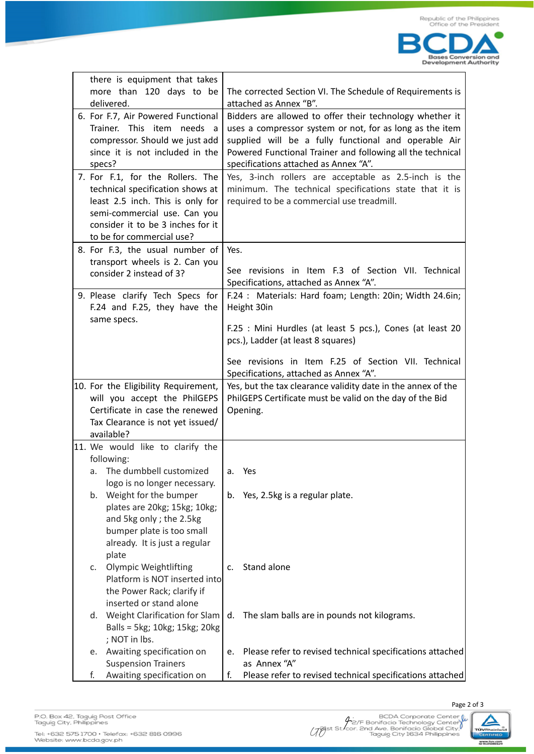| | |
|---|---|
| there is equipment that takes more than 120 days to be delivered. | The corrected Section VI. The Schedule of Requirements is attached as Annex "B". |
| 6. For F.7, Air Powered Functional Trainer. This item needs a compressor. Should we just add since it is not included in the specs? | Bidders are allowed to offer their technology whether it uses a compressor system or not, for as long as the item supplied will be a fully functional and operable Air Powered Functional Trainer and following all the technical specifications attached as Annex "A". |
| 7. For F.1, for the Rollers. The technical specification shows at least 2.5 inch. This is only for semi-commercial use. Can you consider it to be 3 inches for it to be for commercial use? | Yes, 3-inch rollers are acceptable as 2.5-inch is the minimum. The technical specifications state that it is required to be a commercial use treadmill. |
| 8. For F.3, the usual number of transport wheels is 2. Can you consider 2 instead of 3? | Yes.<br><br>See revisions in Item F.3 of Section VII. Technical Specifications, attached as Annex "A". |
| 9. Please clarify Tech Specs for F.24 and F.25, they have the same specs. | F.24 : Materials: Hard foam; Length: 20in; Width 24.6in; Height 30in<br><br>F.25 : Mini Hurdles (at least 5 pcs.), Cones (at least 20 pcs.), Ladder (at least 8 squares)<br><br>See revisions in Item F.25 of Section VII. Technical Specifications, attached as Annex "A". |
| 10. For the Eligibility Requirement, will you accept the PhilGEPS Certificate in case the renewed Tax Clearance is not yet issued/ available? | Yes, but the tax clearance validity date in the annex of the PhilGEPS Certificate must be valid on the day of the Bid Opening. |
| 11. We would like to clarify the following: | |
| a. The dumbbell customized logo is no longer necessary. | a. Yes |
| b. Weight for the bumper plates are 20kg; 15kg; 10kg; and 5kg only ; the 2.5kg bumper plate is too small already. It is just a regular plate | b. Yes, 2.5kg is a regular plate. |
| c. Olympic Weightlifting Platform is NOT inserted into the Power Rack; clarify if inserted or stand alone | c. Stand alone |
| d. Weight Clarification for Slam Balls = 5kg; 10kg; 15kg; 20kg ; NOT in lbs. | d. The slam balls are in pounds not kilograms. |
| e. Awaiting specification on Suspension Trainers | e. Please refer to revised technical specifications attached as Annex "A" |
| f. Awaiting specification on | f. Please refer to revised technical specifications attached |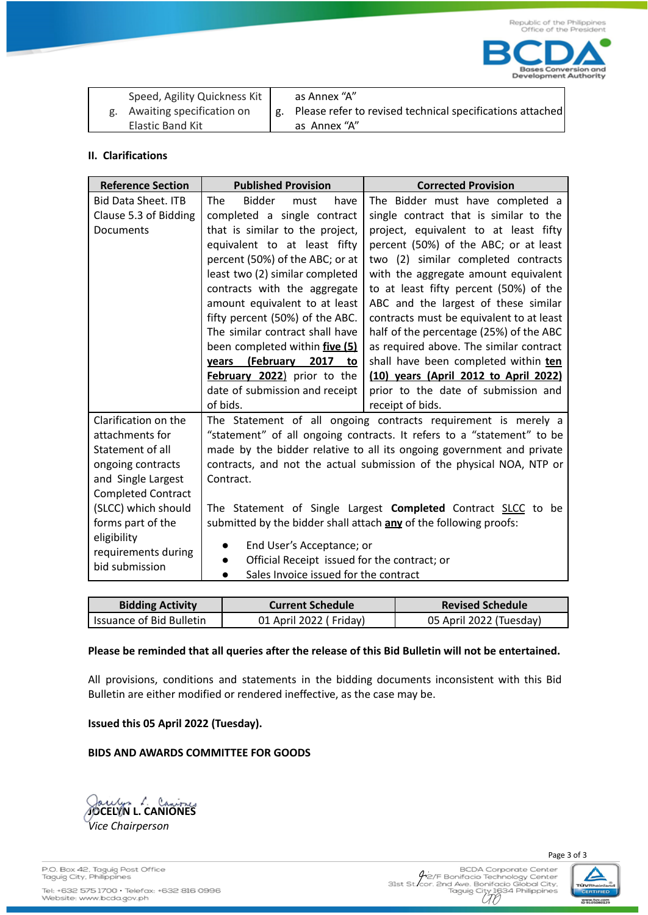| | |
|---|---|
| Speed, Agility Quickness Kit | as Annex “A” |
| g. Awaiting specification on Elastic Band Kit | g. Please refer to revised technical specifications attached as Annex “A” |

**II. Clarifications**

| Reference Section | Published Provision | Corrected Provision |
|---|---|---|
| Bid Data Sheet. ITB Clause 5.3 of Bidding Documents | The Bidder must have completed a single contract that is similar to the project, equivalent to at least fifty percent (50%) of the ABC; or at least two (2) similar completed contracts with the aggregate amount equivalent to at least fifty percent (50%) of the ABC. The similar contract shall have been completed within **five (5) years (February 2017 to February 2022)** prior to the date of submission and receipt of bids. | The Bidder must have completed a single contract that is similar to the project, equivalent to at least fifty percent (50%) of the ABC; or at least two (2) similar completed contracts with the aggregate amount equivalent to at least fifty percent (50%) of the ABC and the largest of these similar contracts must be equivalent to at least half of the percentage (25%) of the ABC as required above. The similar contract shall have been completed within **ten (10) years (April 2012 to April 2022)** prior to the date of submission and receipt of bids. |
| Clarification on the attachments for Statement of all ongoing contracts and Single Largest Completed Contract (SLCC) which should forms part of the eligibility requirements during bid submission | The Statement of all ongoing contracts requirement is merely a “statement” of all ongoing contracts. It refers to a “statement” to be made by the bidder relative to all its ongoing government and private contracts, and not the actual submission of the physical NOA, NTP or Contract. <br><br> The Statement of Single Largest **Completed** Contract SLCC to be submitted by the bidder shall attach **any** of the following proofs: <br> • End User's Acceptance; or <br> • Official Receipt issued for the contract; or <br> • Sales Invoice issued for the contract | |

| Bidding Activity | Current Schedule | Revised Schedule |
|---|---|---|
| Issuance of Bid Bulletin | 01 April 2022 ( Friday) | 05 April 2022 (Tuesday) |

**Please be reminded that all queries after the release of this Bid Bulletin will not be entertained.**

All provisions, conditions and statements in the bidding documents inconsistent with this Bid Bulletin are either modified or rendered ineffective, as the case may be.

**Issued this 05 April 2022 (Tuesday).**

**BIDS AND AWARDS COMMITTEE FOR GOODS**

**JOCELYN L. CANIONES**
*Vice Chairperson*